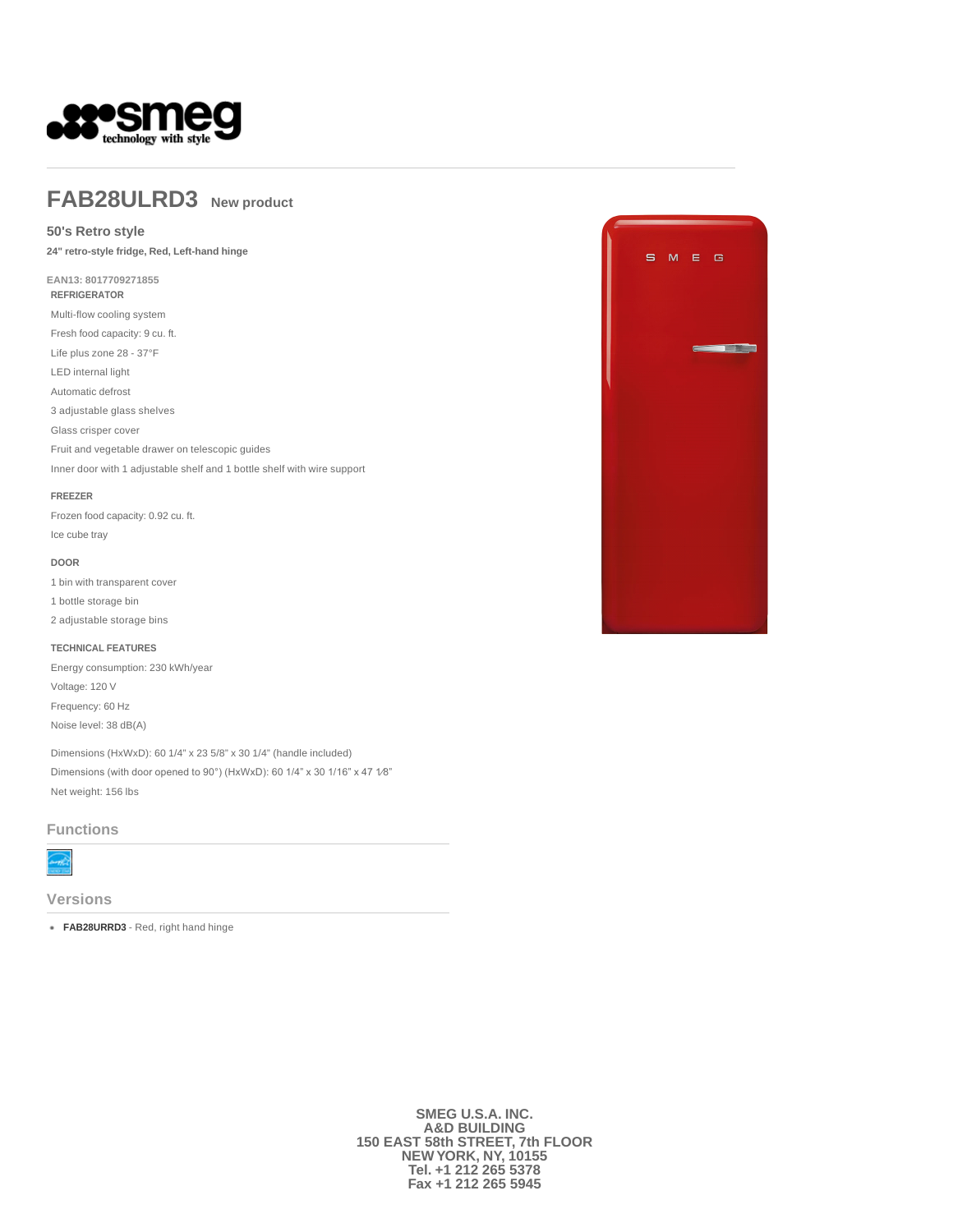# FAB28ULRD3 New product

## 50's Retro style

**24" retro-style fridge, Red, Left-hand hinge**

EAN13: 8017709271855

### REFRIGERATOR

Multi-flow cooling system

Fresh food capacity: 9 cu. ft.

Life plus zone 28 - 37°F

LED internal light

Automatic defrost

3 adjustable glass shelves

Glass crisper cover

Fruit and vegetable drawer on telescopic guides

Inner door with 1 adjustable shelf and 1 bottle shelf with wire support

### FREEZER

Frozen food capacity: 0.92 cu. ft.

Ice cube tray

### DOOR

1 bin with transparent cover

1 bottle storage bin

2 adjustable storage bins

### TECHNICAL FEATURES

Energy consumption: 230 kWh/year

Voltage: 120 V

Frequency: 60 Hz

Noise level: 38 dB(A)

Dimensions (HxWxD): 60 1/4" x 23 5/8" x 30 1/4" (handle included)

Dimensions (with door opened to 90°) (HxWxD): 60 1/4" x 30 1/16" x 47 1⁄8"

Net weight: 156 lbs

## Functions

## Versions

- **FAB28URRD3** - Red, right hand hinge

**SMEG U.S.A. INC.**
**A&D BUILDING**
**150 EAST 58th STREET, 7th FLOOR**
**NEW YORK, NY, 10155**
**Tel. +1 212 265 5378**
**Fax +1 212 265 5945**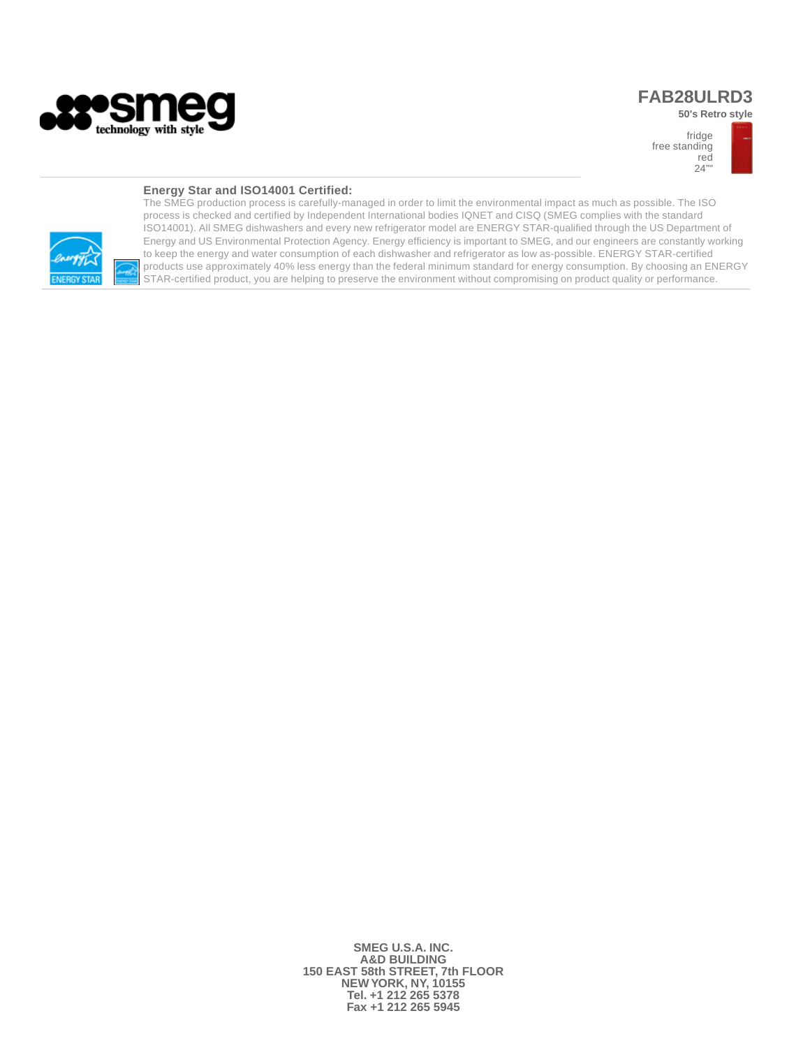# FAB28ULRD3

**50's Retro style**

fridge
free standing
red
24""

### Energy Star and ISO14001 Certified:

The SMEG production process is carefully-managed in order to limit the environmental impact as much as possible. The ISO process is checked and certified by Independent International bodies IQNET and CISQ (SMEG complies with the standard ISO14001). All SMEG dishwashers and every new refrigerator model are ENERGY STAR-qualified through the US Department of Energy and US Environmental Protection Agency. Energy efficiency is important to SMEG, and our engineers are constantly working to keep the energy and water consumption of each dishwasher and refrigerator as low as-possible. ENERGY STAR-certified products use approximately 40% less energy than the federal minimum standard for energy consumption. By choosing an ENERGY STAR-certified product, you are helping to preserve the environment without compromising on product quality or performance.

**SMEG U.S.A. INC.**
**A&D BUILDING**
**150 EAST 58th STREET, 7th FLOOR**
**NEW YORK, NY, 10155**
**Tel. +1 212 265 5378**
**Fax +1 212 265 5945**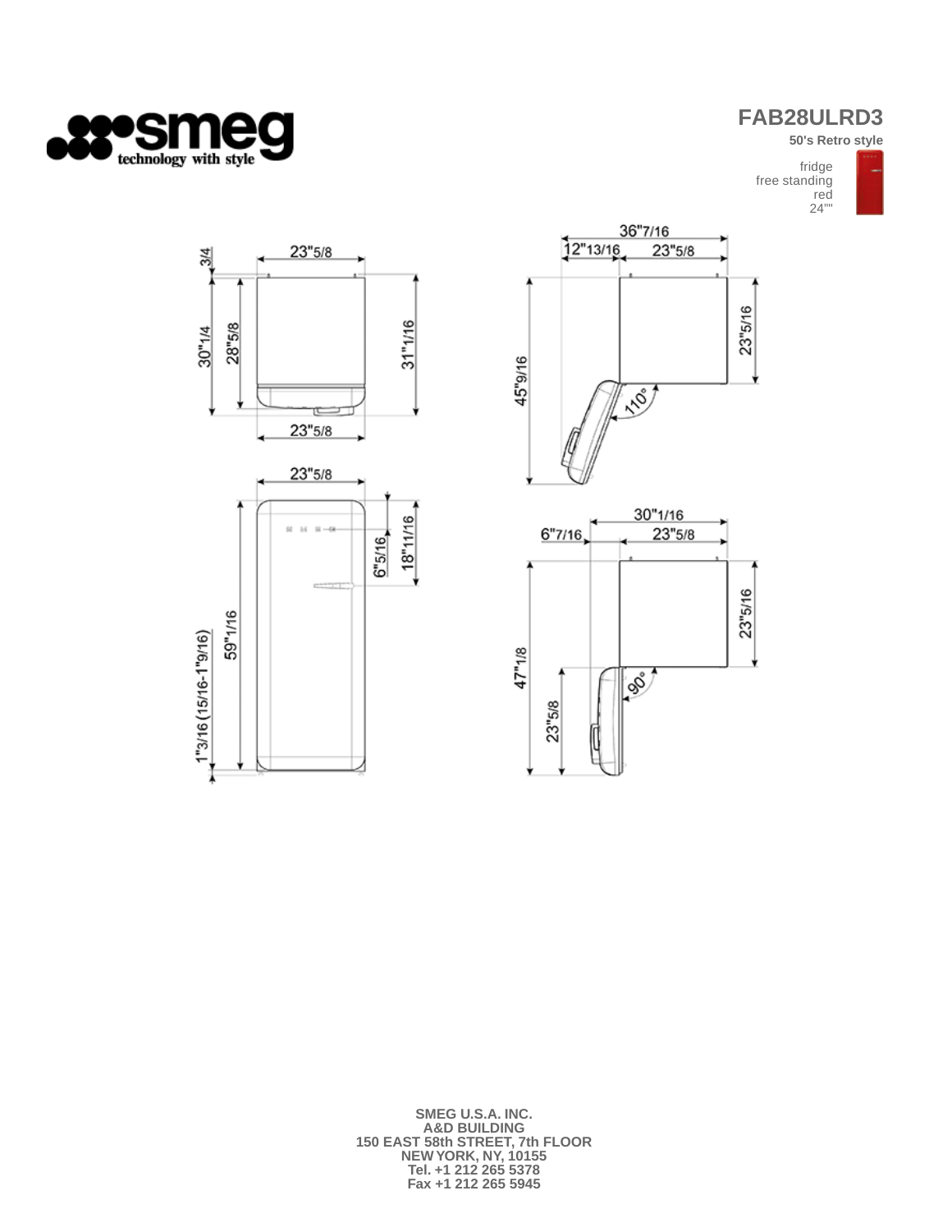# FAB28ULRD3

**50's Retro style**

fridge
free standing
red
24""

23"5/8
3/4
30"1/4
28"5/8
31"1/16
23"5/8

36"7/16
12"13/16
23"5/8
45"9/16
110°
23"5/16

23"5/8
6"5/16
18"11/16
59"1/16
1"3/16 (15/16-1"9/16)

30"1/16
6"7/16
23"5/8
47"1/8
23"5/8
90°
23"5/16

**SMEG U.S.A. INC.**
**A&D BUILDING**
**150 EAST 58th STREET, 7th FLOOR**
**NEW YORK, NY, 10155**
**Tel. +1 212 265 5378**
**Fax +1 212 265 5945**